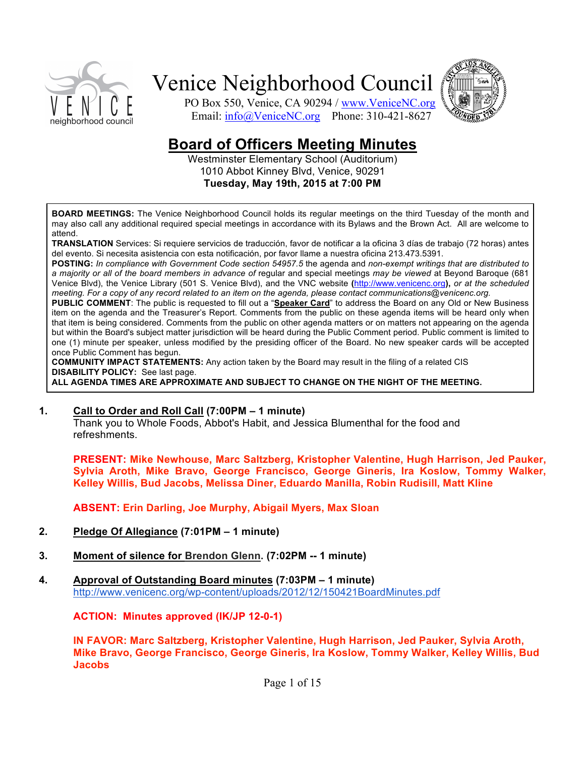# Venice Neighborhood Council

PO Box 550, Venice, CA 90294 / www.VeniceNC.org
Email: info@VeniceNC.org Phone: 310-421-8627

## Board of Officers Meeting Minutes

Westminster Elementary School (Auditorium)
1010 Abbot Kinney Blvd, Venice, 90291
**Tuesday, May 19th, 2015 at 7:00 PM**

**BOARD MEETINGS:** The Venice Neighborhood Council holds its regular meetings on the third Tuesday of the month and may also call any additional required special meetings in accordance with its Bylaws and the Brown Act. All are welcome to attend.
**TRANSLATION** Services: Si requiere servicios de traducción, favor de notificar a la oficina 3 días de trabajo (72 horas) antes del evento. Si necesita asistencia con esta notificación, por favor llame a nuestra oficina 213.473.5391.
**POSTING:** *In compliance with Government Code section 54957.5* the agenda and *non-exempt writings that are distributed to a majority or all of the board members in advance of* regular and special meetings *may be viewed* at Beyond Baroque (681 Venice Blvd), the Venice Library (501 S. Venice Blvd), and the VNC website **(**http://www.venicenc.org**),** *or at the scheduled meeting. For a copy of any record related to an item on the agenda, please contact communications@venicenc.org.*
**PUBLIC COMMENT**: The public is requested to fill out a "**Speaker Card**" to address the Board on any Old or New Business item on the agenda and the Treasurer's Report. Comments from the public on these agenda items will be heard only when that item is being considered. Comments from the public on other agenda matters or on matters not appearing on the agenda but within the Board's subject matter jurisdiction will be heard during the Public Comment period. Public comment is limited to one (1) minute per speaker, unless modified by the presiding officer of the Board. No new speaker cards will be accepted once Public Comment has begun.
**COMMUNITY IMPACT STATEMENTS:** Any action taken by the Board may result in the filing of a related CIS
**DISABILITY POLICY:** See last page.
**ALL AGENDA TIMES ARE APPROXIMATE AND SUBJECT TO CHANGE ON THE NIGHT OF THE MEETING.**

1. **Call to Order and Roll Call (7:00PM – 1 minute)**
   Thank you to Whole Foods, Abbot's Habit, and Jessica Blumenthal for the food and refreshments.

   **PRESENT: Mike Newhouse, Marc Saltzberg, Kristopher Valentine, Hugh Harrison, Jed Pauker, Sylvia Aroth, Mike Bravo, George Francisco, George Gineris, Ira Koslow, Tommy Walker, Kelley Willis, Bud Jacobs, Melissa Diner, Eduardo Manilla, Robin Rudisill, Matt Kline**

   **ABSENT: Erin Darling, Joe Murphy, Abigail Myers, Max Sloan**

2. **Pledge Of Allegiance (7:01PM – 1 minute)**

3. **Moment of silence for Brendon Glenn. (7:02PM -- 1 minute)**

4. **Approval of Outstanding Board minutes (7:03PM – 1 minute)**
   http://www.venicenc.org/wp-content/uploads/2012/12/150421BoardMinutes.pdf

   **ACTION: Minutes approved (IK/JP 12-0-1)**

   **IN FAVOR: Marc Saltzberg, Kristopher Valentine, Hugh Harrison, Jed Pauker, Sylvia Aroth, Mike Bravo, George Francisco, George Gineris, Ira Koslow, Tommy Walker, Kelley Willis, Bud Jacobs**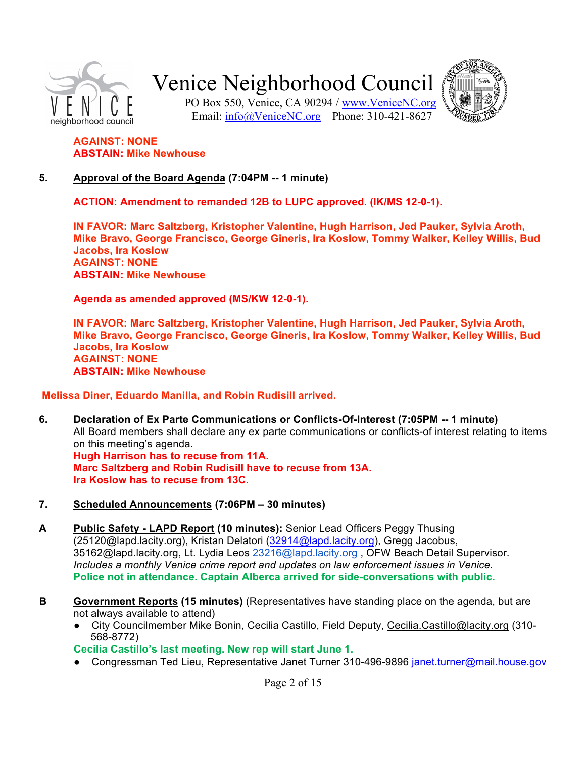**AGAINST: NONE**
**ABSTAIN: Mike Newhouse**

**5.** **Approval of the Board Agenda** **(7:04PM -- 1 minute)**

**ACTION: Amendment to remanded 12B to LUPC approved. (IK/MS 12-0-1).**

**IN FAVOR: Marc Saltzberg, Kristopher Valentine, Hugh Harrison, Jed Pauker, Sylvia Aroth, Mike Bravo, George Francisco, George Gineris, Ira Koslow, Tommy Walker, Kelley Willis, Bud Jacobs, Ira Koslow**
**AGAINST: NONE**
**ABSTAIN: Mike Newhouse**

**Agenda as amended approved (MS/KW 12-0-1).**

**IN FAVOR: Marc Saltzberg, Kristopher Valentine, Hugh Harrison, Jed Pauker, Sylvia Aroth, Mike Bravo, George Francisco, George Gineris, Ira Koslow, Tommy Walker, Kelley Willis, Bud Jacobs, Ira Koslow**
**AGAINST: NONE**
**ABSTAIN: Mike Newhouse**

**Melissa Diner, Eduardo Manilla, and Robin Rudisill arrived.**

**6.** **Declaration of Ex Parte Communications or Conflicts-Of-Interest** **(7:05PM -- 1 minute)**
All Board members shall declare any ex parte communications or conflicts-of interest relating to items on this meeting's agenda.
**Hugh Harrison has to recuse from 11A.**
**Marc Saltzberg and Robin Rudisill have to recuse from 13A.**
**Ira Koslow has to recuse from 13C.**

**7.** **Scheduled Announcements** **(7:06PM – 30 minutes)**

**A** **Public Safety - LAPD Report** **(10 minutes):** Senior Lead Officers Peggy Thusing (25120@lapd.lacity.org), Kristan Delatori (32914@lapd.lacity.org), Gregg Jacobus, 35162@lapd.lacity.org, Lt. Lydia Leos 23216@lapd.lacity.org , OFW Beach Detail Supervisor.
*Includes a monthly Venice crime report and updates on law enforcement issues in Venice.*
**Police not in attendance. Captain Alberca arrived for side-conversations with public.**

**B** **Government Reports** **(15 minutes)** (Representatives have standing place on the agenda, but are not always available to attend)

- City Councilmember Mike Bonin, Cecilia Castillo, Field Deputy, Cecilia.Castillo@lacity.org (310-568-8772)

**Cecilia Castillo's last meeting. New rep will start June 1.**

- Congressman Ted Lieu, Representative Janet Turner 310-496-9896 janet.turner@mail.house.gov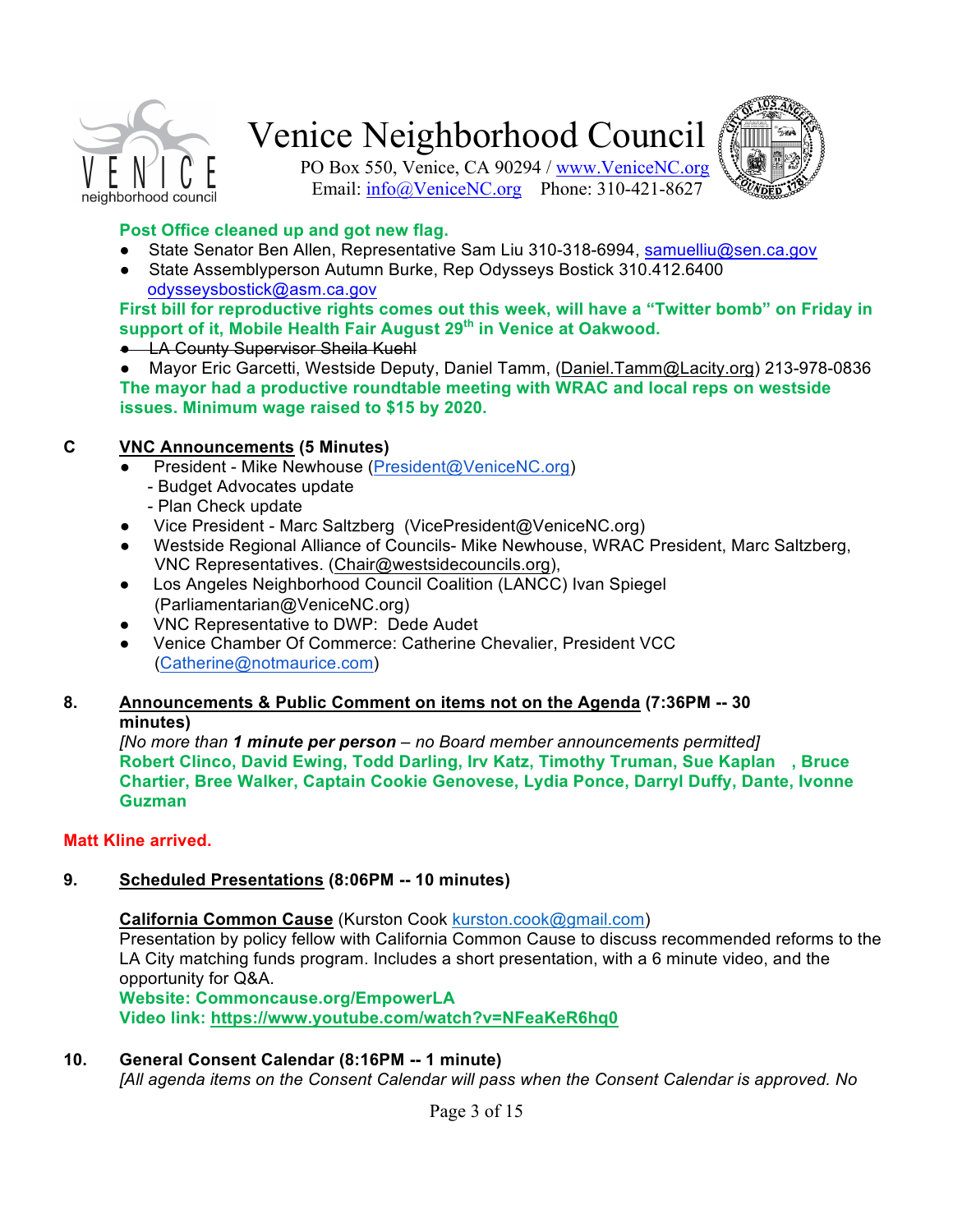**Post Office cleaned up and got new flag.**

- State Senator Ben Allen, Representative Sam Liu 310-318-6994, samuelliu@sen.ca.gov
- State Assemblyperson Autumn Burke, Rep Odysseys Bostick 310.412.6400 odysseysbostick@asm.ca.gov

**First bill for reproductive rights comes out this week, will have a "Twitter bomb" on Friday in support of it, Mobile Health Fair August 29th in Venice at Oakwood.**

- ~~LA County Supervisor Sheila Kuehl~~
- Mayor Eric Garcetti, Westside Deputy, Daniel Tamm, (Daniel.Tamm@Lacity.org) 213-978-0836

**The mayor had a productive roundtable meeting with WRAC and local reps on westside issues. Minimum wage raised to $15 by 2020.**

**C** **VNC Announcements (5 Minutes)**

- President - Mike Newhouse (President@VeniceNC.org)
  - Budget Advocates update
  - Plan Check update
- Vice President - Marc Saltzberg (VicePresident@VeniceNC.org)
- Westside Regional Alliance of Councils- Mike Newhouse, WRAC President, Marc Saltzberg, VNC Representatives. (Chair@westsidecouncils.org),
- Los Angeles Neighborhood Council Coalition (LANCC) Ivan Spiegel (Parliamentarian@VeniceNC.org)
- VNC Representative to DWP: Dede Audet
- Venice Chamber Of Commerce: Catherine Chevalier, President VCC (Catherine@notmaurice.com)

**8.** **Announcements & Public Comment on items not on the Agenda (7:36PM -- 30 minutes)**

*[No more than **1 minute per person** – no Board member announcements permitted]*

**Robert Clinco, David Ewing, Todd Darling, Irv Katz, Timothy Truman, Sue Kaplan , Bruce Chartier, Bree Walker, Captain Cookie Genovese, Lydia Ponce, Darryl Duffy, Dante, Ivonne Guzman**

**Matt Kline arrived.**

**9.** **Scheduled Presentations (8:06PM -- 10 minutes)**

**California Common Cause** (Kurston Cook kurston.cook@gmail.com)

Presentation by policy fellow with California Common Cause to discuss recommended reforms to the LA City matching funds program. Includes a short presentation, with a 6 minute video, and the opportunity for Q&A.

**Website: Commoncause.org/EmpowerLA**

**Video link: https://www.youtube.com/watch?v=NFeaKeR6hq0**

**10.** **General Consent Calendar (8:16PM -- 1 minute)**

*[All agenda items on the Consent Calendar will pass when the Consent Calendar is approved. No*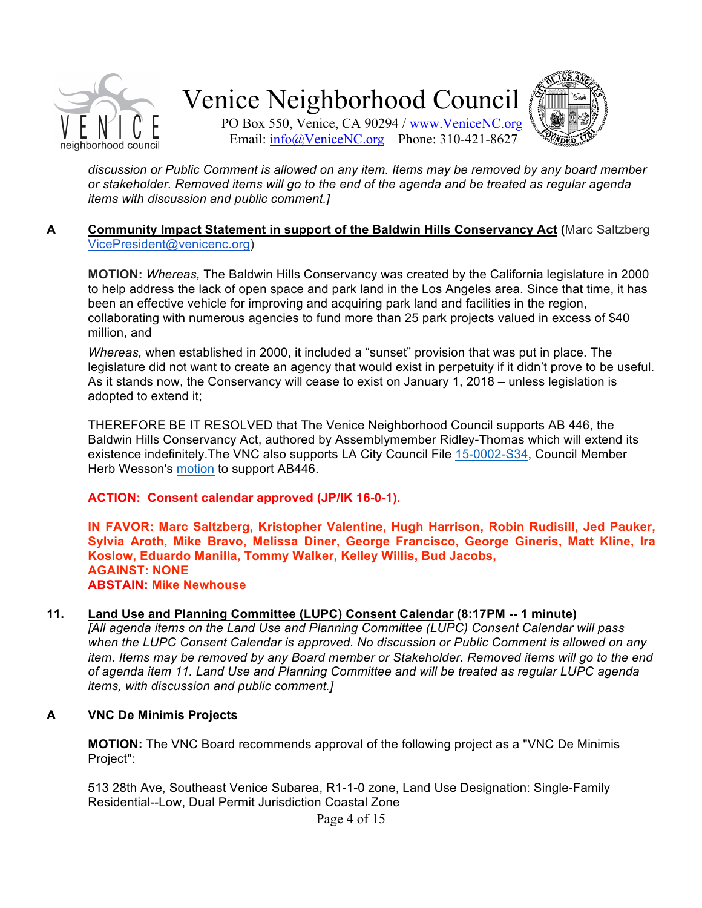*discussion or Public Comment is allowed on any item. Items may be removed by any board member or stakeholder. Removed items will go to the end of the agenda and be treated as regular agenda items with discussion and public comment.]*

**A** **Community Impact Statement in support of the Baldwin Hills Conservancy Act (**Marc Saltzberg VicePresident@venicenc.org)

**MOTION:** *Whereas,* The Baldwin Hills Conservancy was created by the California legislature in 2000 to help address the lack of open space and park land in the Los Angeles area. Since that time, it has been an effective vehicle for improving and acquiring park land and facilities in the region, collaborating with numerous agencies to fund more than 25 park projects valued in excess of $40 million, and

*Whereas,* when established in 2000, it included a "sunset" provision that was put in place. The legislature did not want to create an agency that would exist in perpetuity if it didn't prove to be useful. As it stands now, the Conservancy will cease to exist on January 1, 2018 – unless legislation is adopted to extend it;

THEREFORE BE IT RESOLVED that The Venice Neighborhood Council supports AB 446, the Baldwin Hills Conservancy Act, authored by Assemblymember Ridley-Thomas which will extend its existence indefinitely.The VNC also supports LA City Council File 15-0002-S34, Council Member Herb Wesson's motion to support AB446.

**ACTION: Consent calendar approved (JP/IK 16-0-1).**

**IN FAVOR: Marc Saltzberg, Kristopher Valentine, Hugh Harrison, Robin Rudisill, Jed Pauker, Sylvia Aroth, Mike Bravo, Melissa Diner, George Francisco, George Gineris, Matt Kline, Ira Koslow, Eduardo Manilla, Tommy Walker, Kelley Willis, Bud Jacobs,**
**AGAINST: NONE**
**ABSTAIN: Mike Newhouse**

**11.** **Land Use and Planning Committee (LUPC) Consent Calendar (8:17PM -- 1 minute)**
*[All agenda items on the Land Use and Planning Committee (LUPC) Consent Calendar will pass when the LUPC Consent Calendar is approved. No discussion or Public Comment is allowed on any item. Items may be removed by any Board member or Stakeholder. Removed items will go to the end of agenda item 11. Land Use and Planning Committee and will be treated as regular LUPC agenda items, with discussion and public comment.]*

**A** **VNC De Minimis Projects**

**MOTION:** The VNC Board recommends approval of the following project as a "VNC De Minimis Project":

513 28th Ave, Southeast Venice Subarea, R1-1-0 zone, Land Use Designation: Single-Family Residential--Low, Dual Permit Jurisdiction Coastal Zone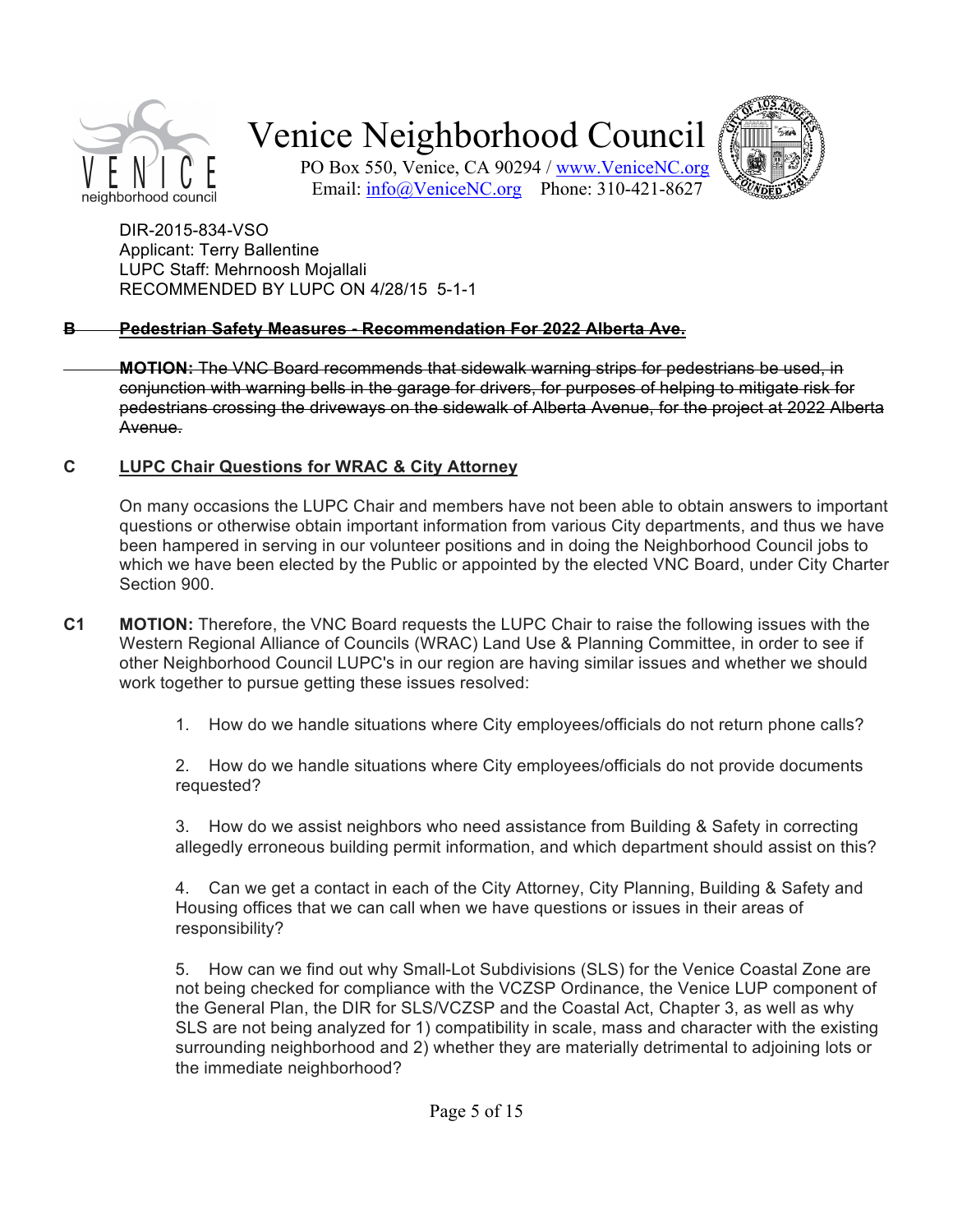DIR-2015-834-VSO
Applicant: Terry Ballentine
LUPC Staff: Mehrnoosh Mojallali
RECOMMENDED BY LUPC ON 4/28/15 5-1-1

~~**B Pedestrian Safety Measures - Recommendation For 2022 Alberta Ave.**~~

~~**MOTION:** The VNC Board recommends that sidewalk warning strips for pedestrians be used, in conjunction with warning bells in the garage for drivers, for purposes of helping to mitigate risk for pedestrians crossing the driveways on the sidewalk of Alberta Avenue, for the project at 2022 Alberta Avenue.~~

**C <u>LUPC Chair Questions for WRAC & City Attorney</u>**

On many occasions the LUPC Chair and members have not been able to obtain answers to important questions or otherwise obtain important information from various City departments, and thus we have been hampered in serving in our volunteer positions and in doing the Neighborhood Council jobs to which we have been elected by the Public or appointed by the elected VNC Board, under City Charter Section 900.

**C1 MOTION:** Therefore, the VNC Board requests the LUPC Chair to raise the following issues with the Western Regional Alliance of Councils (WRAC) Land Use & Planning Committee, in order to see if other Neighborhood Council LUPC's in our region are having similar issues and whether we should work together to pursue getting these issues resolved:

1. How do we handle situations where City employees/officials do not return phone calls?

2. How do we handle situations where City employees/officials do not provide documents requested?

3. How do we assist neighbors who need assistance from Building & Safety in correcting allegedly erroneous building permit information, and which department should assist on this?

4. Can we get a contact in each of the City Attorney, City Planning, Building & Safety and Housing offices that we can call when we have questions or issues in their areas of responsibility?

5. How can we find out why Small-Lot Subdivisions (SLS) for the Venice Coastal Zone are not being checked for compliance with the VCZSP Ordinance, the Venice LUP component of the General Plan, the DIR for SLS/VCZSP and the Coastal Act, Chapter 3, as well as why SLS are not being analyzed for 1) compatibility in scale, mass and character with the existing surrounding neighborhood and 2) whether they are materially detrimental to adjoining lots or the immediate neighborhood?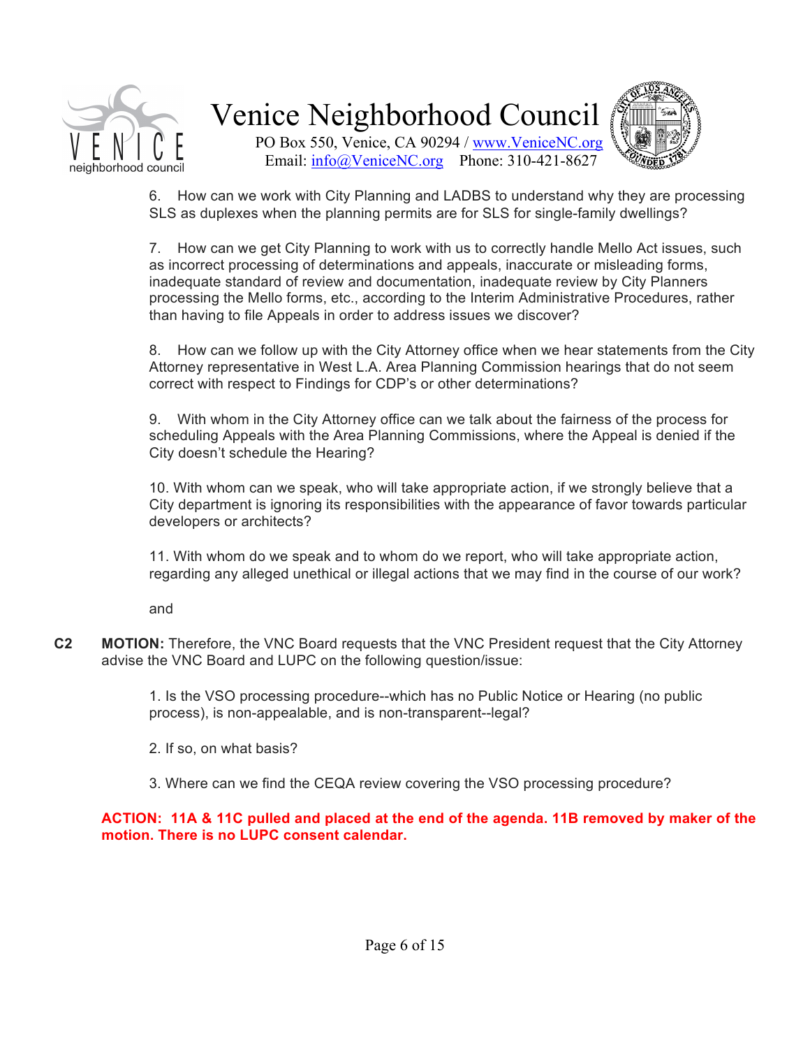6. How can we work with City Planning and LADBS to understand why they are processing SLS as duplexes when the planning permits are for SLS for single-family dwellings?

7. How can we get City Planning to work with us to correctly handle Mello Act issues, such as incorrect processing of determinations and appeals, inaccurate or misleading forms, inadequate standard of review and documentation, inadequate review by City Planners processing the Mello forms, etc., according to the Interim Administrative Procedures, rather than having to file Appeals in order to address issues we discover?

8. How can we follow up with the City Attorney office when we hear statements from the City Attorney representative in West L.A. Area Planning Commission hearings that do not seem correct with respect to Findings for CDP's or other determinations?

9. With whom in the City Attorney office can we talk about the fairness of the process for scheduling Appeals with the Area Planning Commissions, where the Appeal is denied if the City doesn't schedule the Hearing?

10. With whom can we speak, who will take appropriate action, if we strongly believe that a City department is ignoring its responsibilities with the appearance of favor towards particular developers or architects?

11. With whom do we speak and to whom do we report, who will take appropriate action, regarding any alleged unethical or illegal actions that we may find in the course of our work?

and

**C2** **MOTION:** Therefore, the VNC Board requests that the VNC President request that the City Attorney advise the VNC Board and LUPC on the following question/issue:

1. Is the VSO processing procedure--which has no Public Notice or Hearing (no public process), is non-appealable, and is non-transparent--legal?

2. If so, on what basis?

3. Where can we find the CEQA review covering the VSO processing procedure?

**ACTION: 11A & 11C pulled and placed at the end of the agenda. 11B removed by maker of the motion. There is no LUPC consent calendar.**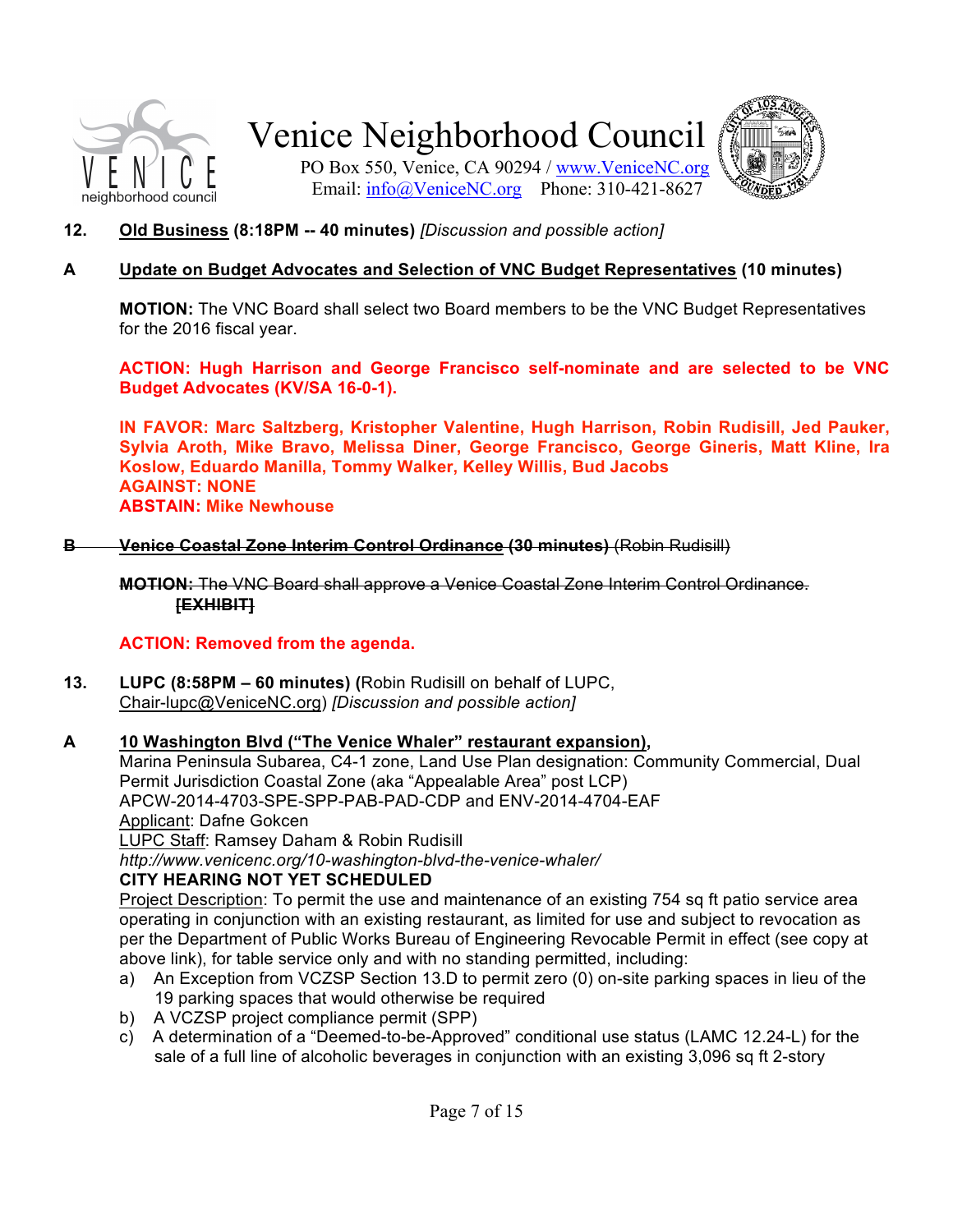**12.** **Old Business (8:18PM -- 40 minutes)** *[Discussion and possible action]*

**A** **Update on Budget Advocates and Selection of VNC Budget Representatives (10 minutes)**

**MOTION:** The VNC Board shall select two Board members to be the VNC Budget Representatives for the 2016 fiscal year.

**ACTION: Hugh Harrison and George Francisco self-nominate and are selected to be VNC Budget Advocates (KV/SA 16-0-1).**

**IN FAVOR: Marc Saltzberg, Kristopher Valentine, Hugh Harrison, Robin Rudisill, Jed Pauker, Sylvia Aroth, Mike Bravo, Melissa Diner, George Francisco, George Gineris, Matt Kline, Ira Koslow, Eduardo Manilla, Tommy Walker, Kelley Willis, Bud Jacobs**
**AGAINST: NONE**
**ABSTAIN: Mike Newhouse**

~~**B** **Venice Coastal Zone Interim Control Ordinance (30 minutes)** (Robin Rudisill)~~

~~**MOTION:** The VNC Board shall approve a Venice Coastal Zone Interim Control Ordinance.~~
~~**[EXHIBIT]**~~

**ACTION: Removed from the agenda.**

**13.** **LUPC (8:58PM – 60 minutes) (**Robin Rudisill on behalf of LUPC, Chair-lupc@VeniceNC.org) *[Discussion and possible action]*

**A** **10 Washington Blvd ("The Venice Whaler" restaurant expansion),**
Marina Peninsula Subarea, C4-1 zone, Land Use Plan designation: Community Commercial, Dual Permit Jurisdiction Coastal Zone (aka "Appealable Area" post LCP)
APCW-2014-4703-SPE-SPP-PAB-PAD-CDP and ENV-2014-4704-EAF
Applicant: Dafne Gokcen
LUPC Staff: Ramsey Daham & Robin Rudisill
*http://www.venicenc.org/10-washington-blvd-the-venice-whaler/*
**CITY HEARING NOT YET SCHEDULED**
Project Description: To permit the use and maintenance of an existing 754 sq ft patio service area operating in conjunction with an existing restaurant, as limited for use and subject to revocation as per the Department of Public Works Bureau of Engineering Revocable Permit in effect (see copy at above link), for table service only and with no standing permitted, including:

a) An Exception from VCZSP Section 13.D to permit zero (0) on-site parking spaces in lieu of the 19 parking spaces that would otherwise be required
b) A VCZSP project compliance permit (SPP)
c) A determination of a "Deemed-to-be-Approved" conditional use status (LAMC 12.24-L) for the sale of a full line of alcoholic beverages in conjunction with an existing 3,096 sq ft 2-story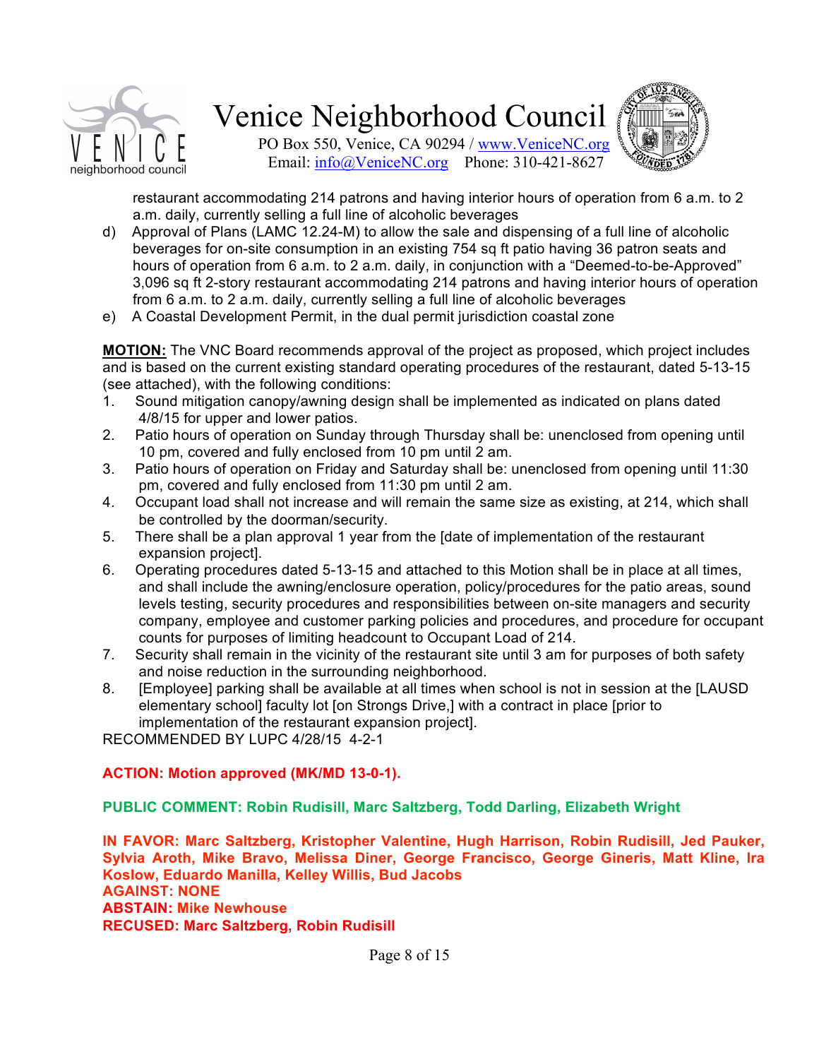restaurant accommodating 214 patrons and having interior hours of operation from 6 a.m. to 2 a.m. daily, currently selling a full line of alcoholic beverages

d) Approval of Plans (LAMC 12.24-M) to allow the sale and dispensing of a full line of alcoholic beverages for on-site consumption in an existing 754 sq ft patio having 36 patron seats and hours of operation from 6 a.m. to 2 a.m. daily, in conjunction with a "Deemed-to-be-Approved" 3,096 sq ft 2-story restaurant accommodating 214 patrons and having interior hours of operation from 6 a.m. to 2 a.m. daily, currently selling a full line of alcoholic beverages

e) A Coastal Development Permit, in the dual permit jurisdiction coastal zone

**MOTION:** The VNC Board recommends approval of the project as proposed, which project includes and is based on the current existing standard operating procedures of the restaurant, dated 5-13-15 (see attached), with the following conditions:

1. Sound mitigation canopy/awning design shall be implemented as indicated on plans dated 4/8/15 for upper and lower patios.
2. Patio hours of operation on Sunday through Thursday shall be: unenclosed from opening until 10 pm, covered and fully enclosed from 10 pm until 2 am.
3. Patio hours of operation on Friday and Saturday shall be: unenclosed from opening until 11:30 pm, covered and fully enclosed from 11:30 pm until 2 am.
4. Occupant load shall not increase and will remain the same size as existing, at 214, which shall be controlled by the doorman/security.
5. There shall be a plan approval 1 year from the [date of implementation of the restaurant expansion project].
6. Operating procedures dated 5-13-15 and attached to this Motion shall be in place at all times, and shall include the awning/enclosure operation, policy/procedures for the patio areas, sound levels testing, security procedures and responsibilities between on-site managers and security company, employee and customer parking policies and procedures, and procedure for occupant counts for purposes of limiting headcount to Occupant Load of 214.
7. Security shall remain in the vicinity of the restaurant site until 3 am for purposes of both safety and noise reduction in the surrounding neighborhood.
8. [Employee] parking shall be available at all times when school is not in session at the [LAUSD elementary school] faculty lot [on Strongs Drive,] with a contract in place [prior to implementation of the restaurant expansion project].

RECOMMENDED BY LUPC 4/28/15 4-2-1

**ACTION: Motion approved (MK/MD 13-0-1).**

**PUBLIC COMMENT: Robin Rudisill, Marc Saltzberg, Todd Darling, Elizabeth Wright**

**IN FAVOR: Marc Saltzberg, Kristopher Valentine, Hugh Harrison, Robin Rudisill, Jed Pauker, Sylvia Aroth, Mike Bravo, Melissa Diner, George Francisco, George Gineris, Matt Kline, Ira Koslow, Eduardo Manilla, Kelley Willis, Bud Jacobs**
**AGAINST: NONE**
**ABSTAIN: Mike Newhouse**
**RECUSED: Marc Saltzberg, Robin Rudisill**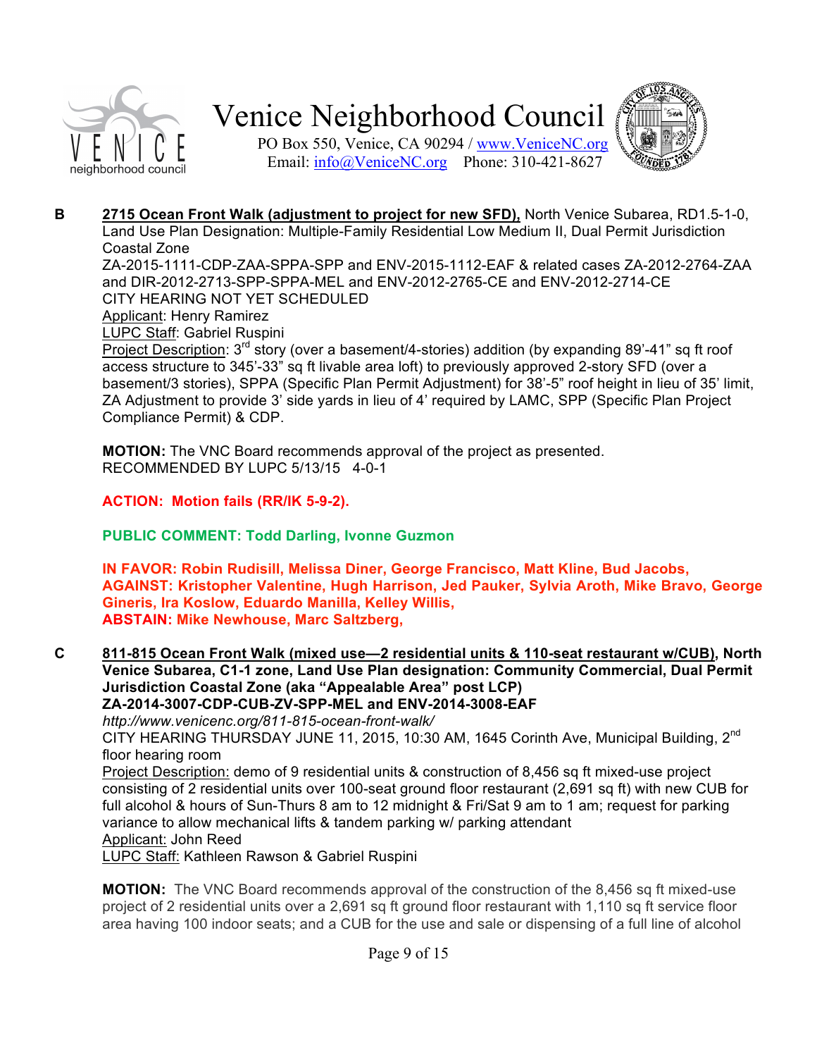**B** **2715 Ocean Front Walk (adjustment to project for new SFD),** North Venice Subarea, RD1.5-1-0, Land Use Plan Designation: Multiple-Family Residential Low Medium II, Dual Permit Jurisdiction Coastal Zone
ZA-2015-1111-CDP-ZAA-SPPA-SPP and ENV-2015-1112-EAF & related cases ZA-2012-2764-ZAA and DIR-2012-2713-SPP-SPPA-MEL and ENV-2012-2765-CE and ENV-2012-2714-CE
CITY HEARING NOT YET SCHEDULED
Applicant: Henry Ramirez
LUPC Staff: Gabriel Ruspini
Project Description: 3rd story (over a basement/4-stories) addition (by expanding 89'-41" sq ft roof access structure to 345'-33" sq ft livable area loft) to previously approved 2-story SFD (over a basement/3 stories), SPPA (Specific Plan Permit Adjustment) for 38'-5" roof height in lieu of 35' limit, ZA Adjustment to provide 3' side yards in lieu of 4' required by LAMC, SPP (Specific Plan Project Compliance Permit) & CDP.

**MOTION:** The VNC Board recommends approval of the project as presented.
RECOMMENDED BY LUPC 5/13/15 4-0-1

**ACTION: Motion fails (RR/IK 5-9-2).**

**PUBLIC COMMENT: Todd Darling, Ivonne Guzmon**

**IN FAVOR: Robin Rudisill, Melissa Diner, George Francisco, Matt Kline, Bud Jacobs,**
**AGAINST: Kristopher Valentine, Hugh Harrison, Jed Pauker, Sylvia Aroth, Mike Bravo, George Gineris, Ira Koslow, Eduardo Manilla, Kelley Willis,**
**ABSTAIN: Mike Newhouse, Marc Saltzberg,**

**C** **811-815 Ocean Front Walk (mixed use—2 residential units & 110-seat restaurant w/CUB), North Venice Subarea, C1-1 zone, Land Use Plan designation: Community Commercial, Dual Permit Jurisdiction Coastal Zone (aka "Appealable Area" post LCP)**
**ZA-2014-3007-CDP-CUB-ZV-SPP-MEL and ENV-2014-3008-EAF**
*http://www.venicenc.org/811-815-ocean-front-walk/*
CITY HEARING THURSDAY JUNE 11, 2015, 10:30 AM, 1645 Corinth Ave, Municipal Building, 2nd floor hearing room
Project Description: demo of 9 residential units & construction of 8,456 sq ft mixed-use project consisting of 2 residential units over 100-seat ground floor restaurant (2,691 sq ft) with new CUB for full alcohol & hours of Sun-Thurs 8 am to 12 midnight & Fri/Sat 9 am to 1 am; request for parking variance to allow mechanical lifts & tandem parking w/ parking attendant
Applicant: John Reed
LUPC Staff: Kathleen Rawson & Gabriel Ruspini

**MOTION:** The VNC Board recommends approval of the construction of the 8,456 sq ft mixed-use project of 2 residential units over a 2,691 sq ft ground floor restaurant with 1,110 sq ft service floor area having 100 indoor seats; and a CUB for the use and sale or dispensing of a full line of alcohol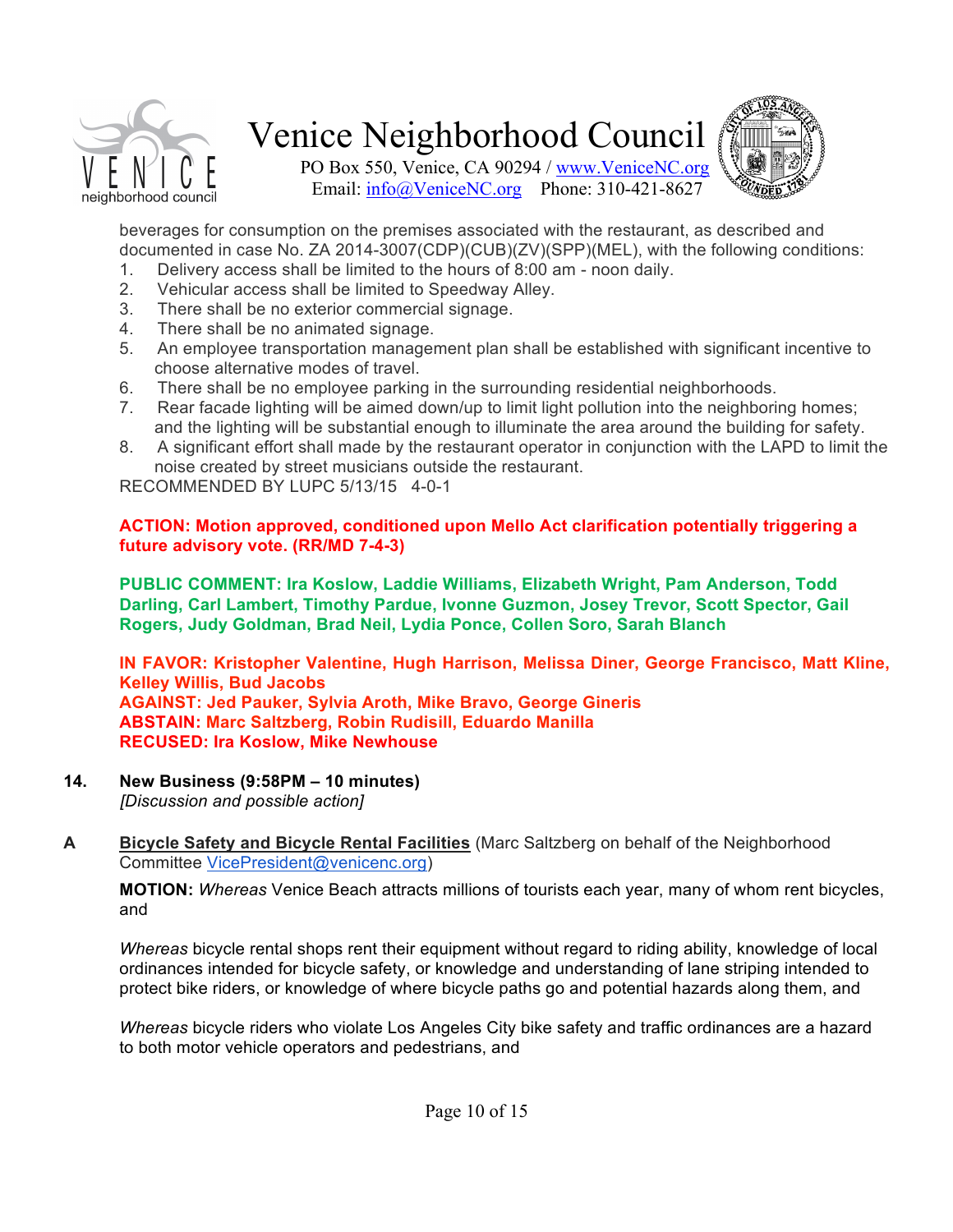beverages for consumption on the premises associated with the restaurant, as described and documented in case No. ZA 2014-3007(CDP)(CUB)(ZV)(SPP)(MEL), with the following conditions:

1. Delivery access shall be limited to the hours of 8:00 am - noon daily.
2. Vehicular access shall be limited to Speedway Alley.
3. There shall be no exterior commercial signage.
4. There shall be no animated signage.
5. An employee transportation management plan shall be established with significant incentive to choose alternative modes of travel.
6. There shall be no employee parking in the surrounding residential neighborhoods.
7. Rear facade lighting will be aimed down/up to limit light pollution into the neighboring homes; and the lighting will be substantial enough to illuminate the area around the building for safety.
8. A significant effort shall made by the restaurant operator in conjunction with the LAPD to limit the noise created by street musicians outside the restaurant.

RECOMMENDED BY LUPC 5/13/15 4-0-1

**ACTION: Motion approved, conditioned upon Mello Act clarification potentially triggering a future advisory vote. (RR/MD 7-4-3)**

**PUBLIC COMMENT: Ira Koslow, Laddie Williams, Elizabeth Wright, Pam Anderson, Todd Darling, Carl Lambert, Timothy Pardue, Ivonne Guzmon, Josey Trevor, Scott Spector, Gail Rogers, Judy Goldman, Brad Neil, Lydia Ponce, Collen Soro, Sarah Blanch**

**IN FAVOR: Kristopher Valentine, Hugh Harrison, Melissa Diner, George Francisco, Matt Kline, Kelley Willis, Bud Jacobs**
**AGAINST: Jed Pauker, Sylvia Aroth, Mike Bravo, George Gineris**
**ABSTAIN: Marc Saltzberg, Robin Rudisill, Eduardo Manilla**
**RECUSED: Ira Koslow, Mike Newhouse**

## 14. New Business (9:58PM – 10 minutes)

*[Discussion and possible action]*

**A** <u>**Bicycle Safety and Bicycle Rental Facilities**</u> (Marc Saltzberg on behalf of the Neighborhood Committee VicePresident@venicenc.org)

**MOTION:** *Whereas* Venice Beach attracts millions of tourists each year, many of whom rent bicycles, and

*Whereas* bicycle rental shops rent their equipment without regard to riding ability, knowledge of local ordinances intended for bicycle safety, or knowledge and understanding of lane striping intended to protect bike riders, or knowledge of where bicycle paths go and potential hazards along them, and

*Whereas* bicycle riders who violate Los Angeles City bike safety and traffic ordinances are a hazard to both motor vehicle operators and pedestrians, and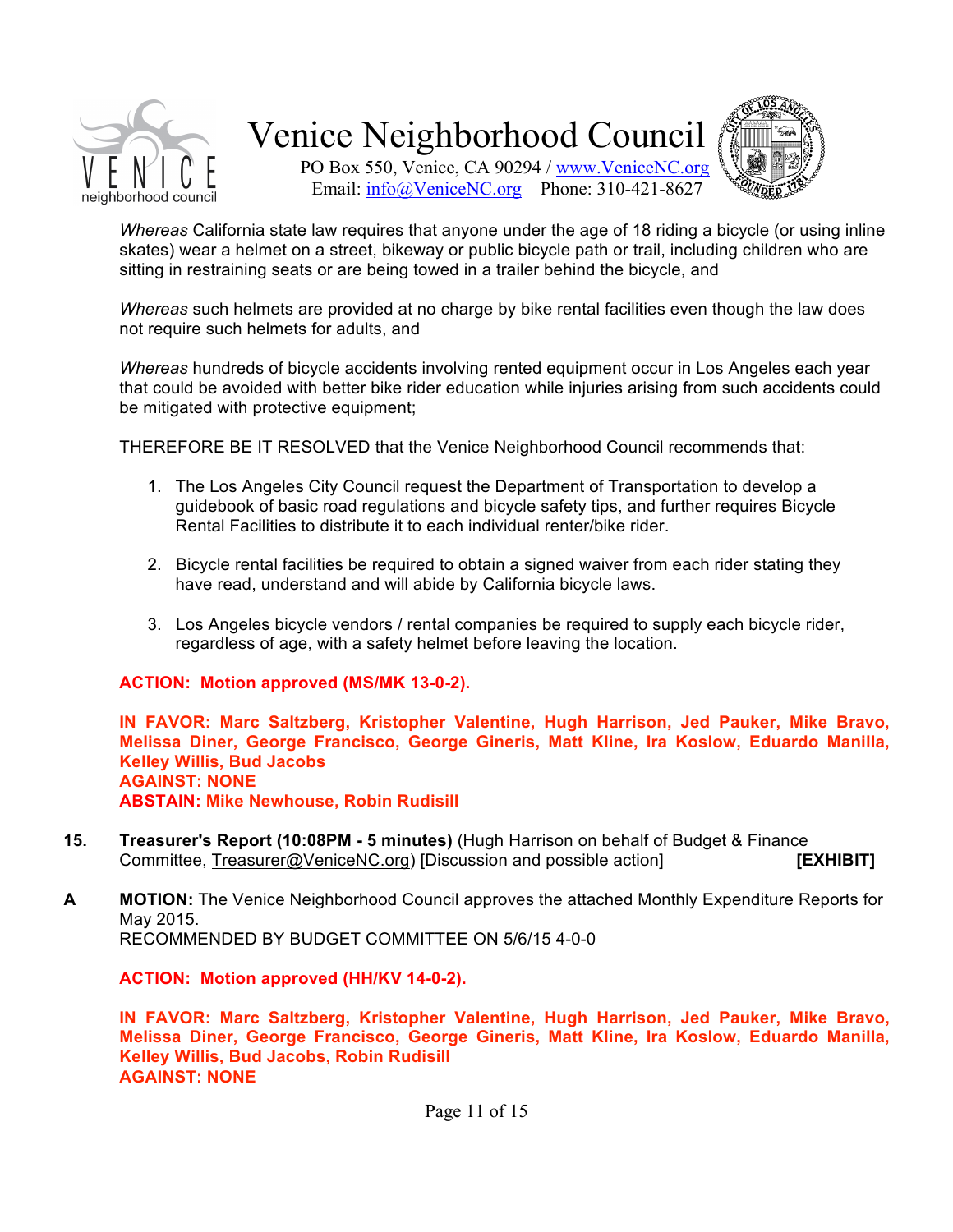*Whereas* California state law requires that anyone under the age of 18 riding a bicycle (or using inline skates) wear a helmet on a street, bikeway or public bicycle path or trail, including children who are sitting in restraining seats or are being towed in a trailer behind the bicycle, and

*Whereas* such helmets are provided at no charge by bike rental facilities even though the law does not require such helmets for adults, and

*Whereas* hundreds of bicycle accidents involving rented equipment occur in Los Angeles each year that could be avoided with better bike rider education while injuries arising from such accidents could be mitigated with protective equipment;

THEREFORE BE IT RESOLVED that the Venice Neighborhood Council recommends that:

1. The Los Angeles City Council request the Department of Transportation to develop a guidebook of basic road regulations and bicycle safety tips, and further requires Bicycle Rental Facilities to distribute it to each individual renter/bike rider.

2. Bicycle rental facilities be required to obtain a signed waiver from each rider stating they have read, understand and will abide by California bicycle laws.

3. Los Angeles bicycle vendors / rental companies be required to supply each bicycle rider, regardless of age, with a safety helmet before leaving the location.

**ACTION: Motion approved (MS/MK 13-0-2).**

**IN FAVOR: Marc Saltzberg, Kristopher Valentine, Hugh Harrison, Jed Pauker, Mike Bravo, Melissa Diner, George Francisco, George Gineris, Matt Kline, Ira Koslow, Eduardo Manilla, Kelley Willis, Bud Jacobs**
**AGAINST: NONE**
**ABSTAIN: Mike Newhouse, Robin Rudisill**

**15.** **Treasurer's Report (10:08PM - 5 minutes)** (Hugh Harrison on behalf of Budget & Finance Committee, Treasurer@VeniceNC.org) [Discussion and possible action] **[EXHIBIT]**

**A** **MOTION:** The Venice Neighborhood Council approves the attached Monthly Expenditure Reports for May 2015.
RECOMMENDED BY BUDGET COMMITTEE ON 5/6/15 4-0-0

**ACTION: Motion approved (HH/KV 14-0-2).**

**IN FAVOR: Marc Saltzberg, Kristopher Valentine, Hugh Harrison, Jed Pauker, Mike Bravo, Melissa Diner, George Francisco, George Gineris, Matt Kline, Ira Koslow, Eduardo Manilla, Kelley Willis, Bud Jacobs, Robin Rudisill**
**AGAINST: NONE**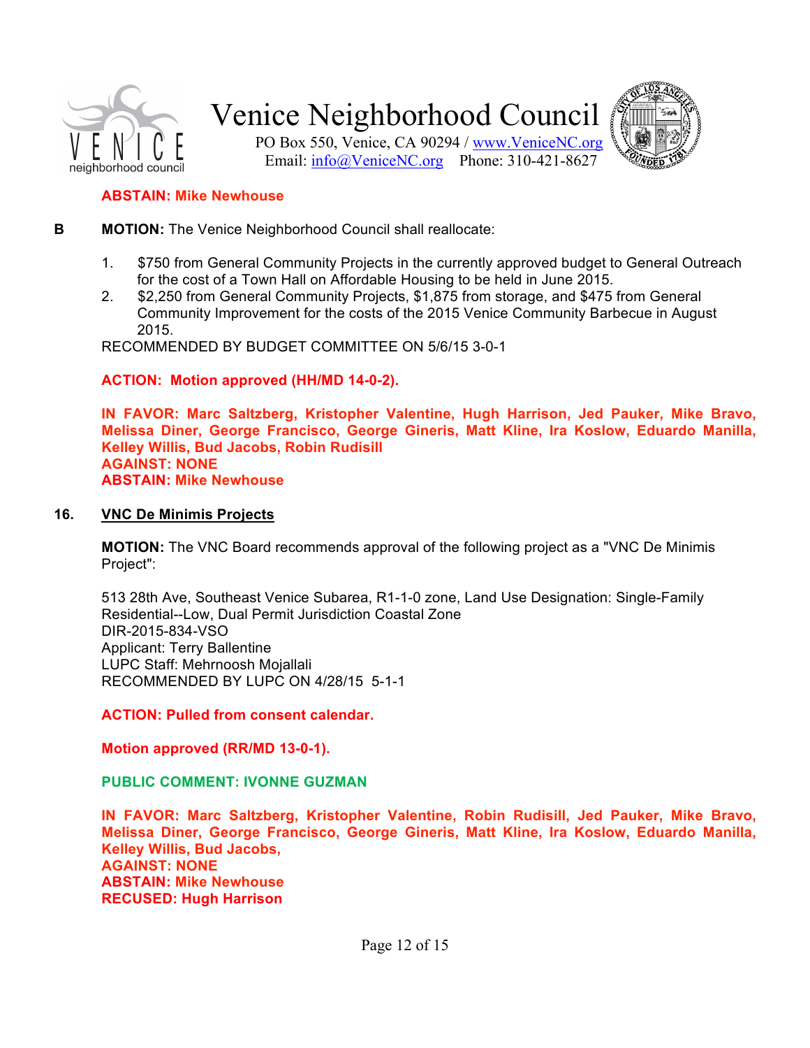**ABSTAIN: Mike Newhouse**

**B** **MOTION:** The Venice Neighborhood Council shall reallocate:

1. $750 from General Community Projects in the currently approved budget to General Outreach for the cost of a Town Hall on Affordable Housing to be held in June 2015.
2. $2,250 from General Community Projects, $1,875 from storage, and $475 from General Community Improvement for the costs of the 2015 Venice Community Barbecue in August 2015.

RECOMMENDED BY BUDGET COMMITTEE ON 5/6/15 3-0-1

**ACTION: Motion approved (HH/MD 14-0-2).**

**IN FAVOR: Marc Saltzberg, Kristopher Valentine, Hugh Harrison, Jed Pauker, Mike Bravo, Melissa Diner, George Francisco, George Gineris, Matt Kline, Ira Koslow, Eduardo Manilla, Kelley Willis, Bud Jacobs, Robin Rudisill**
**AGAINST: NONE**
**ABSTAIN: Mike Newhouse**

## 16. VNC De Minimis Projects

**MOTION:** The VNC Board recommends approval of the following project as a "VNC De Minimis Project":

513 28th Ave, Southeast Venice Subarea, R1-1-0 zone, Land Use Designation: Single-Family Residential--Low, Dual Permit Jurisdiction Coastal Zone
DIR-2015-834-VSO
Applicant: Terry Ballentine
LUPC Staff: Mehrnoosh Mojallali
RECOMMENDED BY LUPC ON 4/28/15 5-1-1

**ACTION: Pulled from consent calendar.**

**Motion approved (RR/MD 13-0-1).**

**PUBLIC COMMENT: IVONNE GUZMAN**

**IN FAVOR: Marc Saltzberg, Kristopher Valentine, Robin Rudisill, Jed Pauker, Mike Bravo, Melissa Diner, George Francisco, George Gineris, Matt Kline, Ira Koslow, Eduardo Manilla, Kelley Willis, Bud Jacobs,**
**AGAINST: NONE**
**ABSTAIN: Mike Newhouse**
**RECUSED: Hugh Harrison**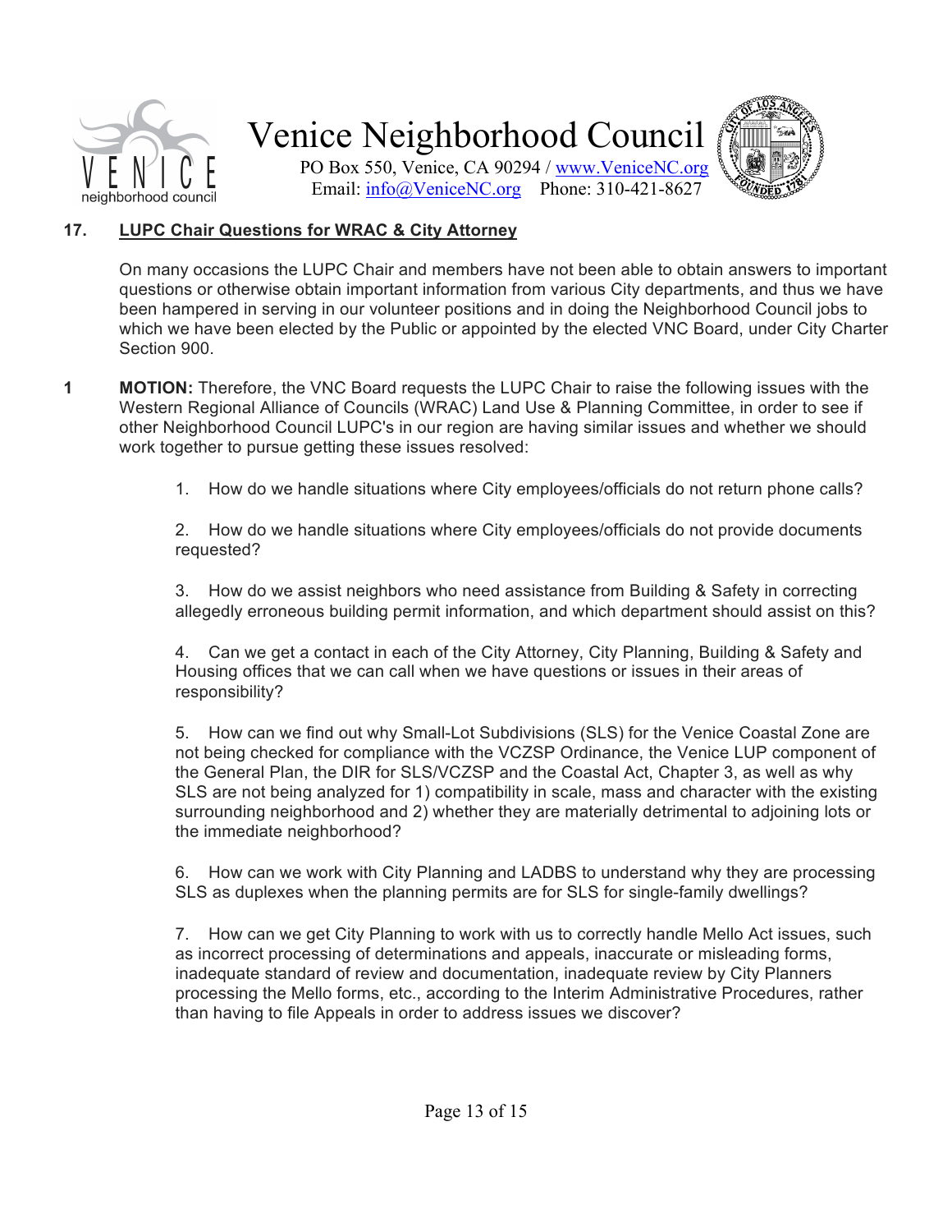## 17. LUPC Chair Questions for WRAC & City Attorney

On many occasions the LUPC Chair and members have not been able to obtain answers to important questions or otherwise obtain important information from various City departments, and thus we have been hampered in serving in our volunteer positions and in doing the Neighborhood Council jobs to which we have been elected by the Public or appointed by the elected VNC Board, under City Charter Section 900.

**1** **MOTION:** Therefore, the VNC Board requests the LUPC Chair to raise the following issues with the Western Regional Alliance of Councils (WRAC) Land Use & Planning Committee, in order to see if other Neighborhood Council LUPC's in our region are having similar issues and whether we should work together to pursue getting these issues resolved:

1. How do we handle situations where City employees/officials do not return phone calls?

2. How do we handle situations where City employees/officials do not provide documents requested?

3. How do we assist neighbors who need assistance from Building & Safety in correcting allegedly erroneous building permit information, and which department should assist on this?

4. Can we get a contact in each of the City Attorney, City Planning, Building & Safety and Housing offices that we can call when we have questions or issues in their areas of responsibility?

5. How can we find out why Small-Lot Subdivisions (SLS) for the Venice Coastal Zone are not being checked for compliance with the VCZSP Ordinance, the Venice LUP component of the General Plan, the DIR for SLS/VCZSP and the Coastal Act, Chapter 3, as well as why SLS are not being analyzed for 1) compatibility in scale, mass and character with the existing surrounding neighborhood and 2) whether they are materially detrimental to adjoining lots or the immediate neighborhood?

6. How can we work with City Planning and LADBS to understand why they are processing SLS as duplexes when the planning permits are for SLS for single-family dwellings?

7. How can we get City Planning to work with us to correctly handle Mello Act issues, such as incorrect processing of determinations and appeals, inaccurate or misleading forms, inadequate standard of review and documentation, inadequate review by City Planners processing the Mello forms, etc., according to the Interim Administrative Procedures, rather than having to file Appeals in order to address issues we discover?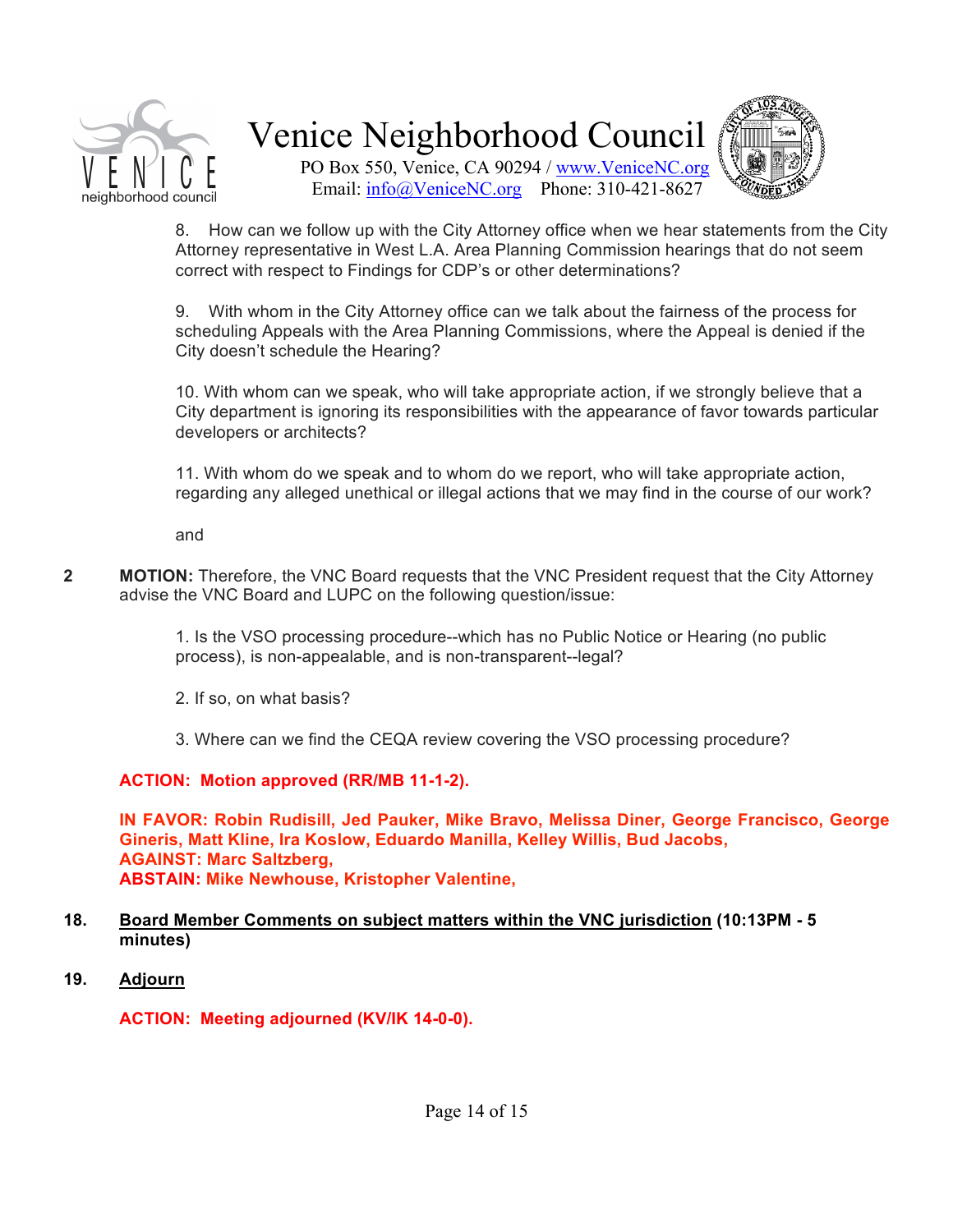8. How can we follow up with the City Attorney office when we hear statements from the City Attorney representative in West L.A. Area Planning Commission hearings that do not seem correct with respect to Findings for CDP's or other determinations?

9. With whom in the City Attorney office can we talk about the fairness of the process for scheduling Appeals with the Area Planning Commissions, where the Appeal is denied if the City doesn't schedule the Hearing?

10. With whom can we speak, who will take appropriate action, if we strongly believe that a City department is ignoring its responsibilities with the appearance of favor towards particular developers or architects?

11. With whom do we speak and to whom do we report, who will take appropriate action, regarding any alleged unethical or illegal actions that we may find in the course of our work?

and

**2 MOTION:** Therefore, the VNC Board requests that the VNC President request that the City Attorney advise the VNC Board and LUPC on the following question/issue:

1. Is the VSO processing procedure--which has no Public Notice or Hearing (no public process), is non-appealable, and is non-transparent--legal?

2. If so, on what basis?

3. Where can we find the CEQA review covering the VSO processing procedure?

**ACTION: Motion approved (RR/MB 11-1-2).**

**IN FAVOR: Robin Rudisill, Jed Pauker, Mike Bravo, Melissa Diner, George Francisco, George Gineris, Matt Kline, Ira Koslow, Eduardo Manilla, Kelley Willis, Bud Jacobs,**
**AGAINST: Marc Saltzberg,**
**ABSTAIN: Mike Newhouse, Kristopher Valentine,**

**18. Board Member Comments on subject matters within the VNC jurisdiction (10:13PM - 5 minutes)**

**19. Adjourn**

**ACTION: Meeting adjourned (KV/IK 14-0-0).**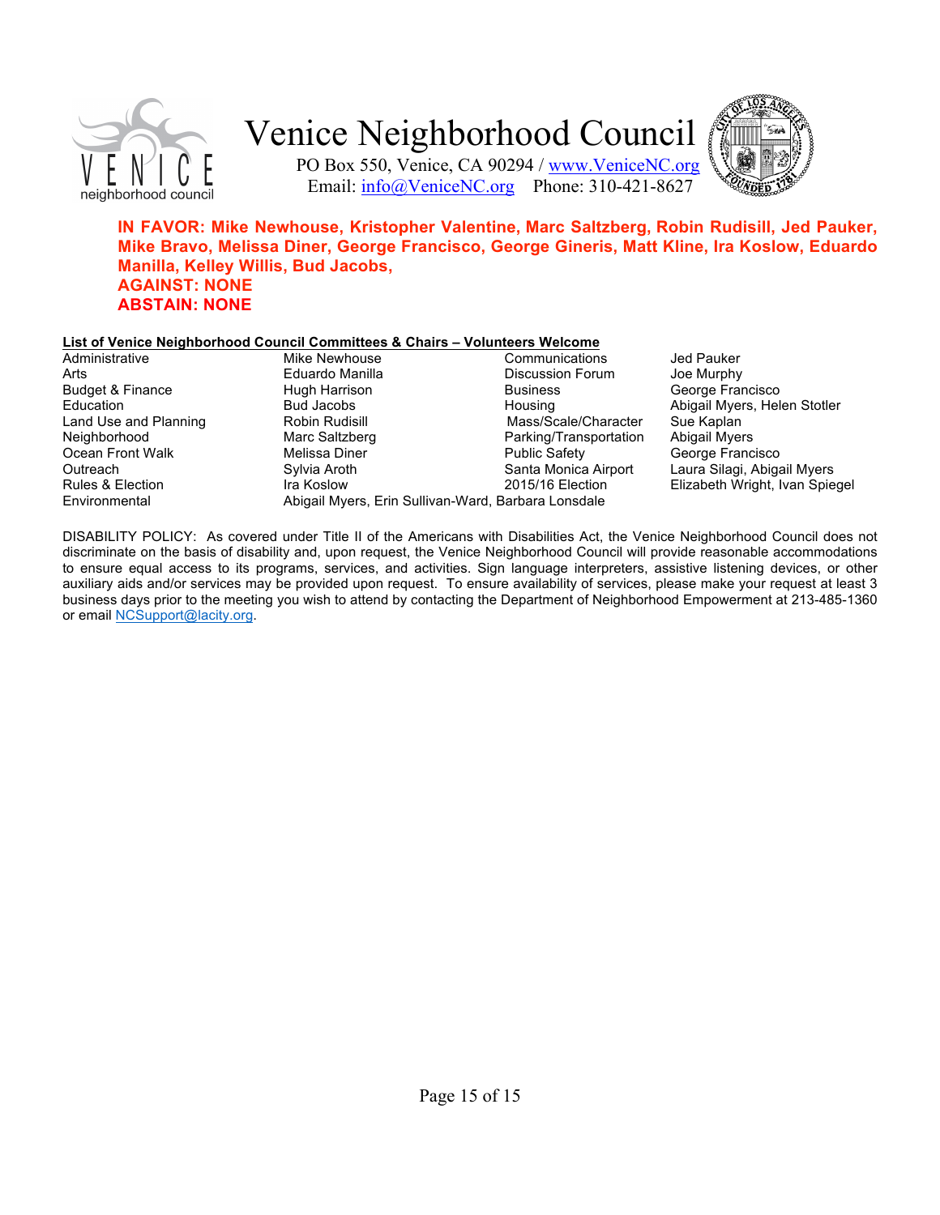# Venice Neighborhood Council

PO Box 550, Venice, CA 90294 / www.VeniceNC.org
Email: info@VeniceNC.org  Phone: 310-421-8627

**IN FAVOR: Mike Newhouse, Kristopher Valentine, Marc Saltzberg, Robin Rudisill, Jed Pauker, Mike Bravo, Melissa Diner, George Francisco, George Gineris, Matt Kline, Ira Koslow, Eduardo Manilla, Kelley Willis, Bud Jacobs,**
**AGAINST: NONE**
**ABSTAIN: NONE**

**List of Venice Neighborhood Council Committees & Chairs – Volunteers Welcome**

| | | | |
|---|---|---|---|
| Administrative | Mike Newhouse | Communications | Jed Pauker |
| Arts | Eduardo Manilla | Discussion Forum | Joe Murphy |
| Budget & Finance | Hugh Harrison | Business | George Francisco |
| Education | Bud Jacobs | Housing | Abigail Myers, Helen Stotler |
| Land Use and Planning | Robin Rudisill | Mass/Scale/Character | Sue Kaplan |
| Neighborhood | Marc Saltzberg | Parking/Transportation | Abigail Myers |
| Ocean Front Walk | Melissa Diner | Public Safety | George Francisco |
| Outreach | Sylvia Aroth | Santa Monica Airport | Laura Silagi, Abigail Myers |
| Rules & Election | Ira Koslow | 2015/16 Election | Elizabeth Wright, Ivan Spiegel |
| Environmental | Abigail Myers, Erin Sullivan-Ward, Barbara Lonsdale | | |

DISABILITY POLICY: As covered under Title II of the Americans with Disabilities Act, the Venice Neighborhood Council does not discriminate on the basis of disability and, upon request, the Venice Neighborhood Council will provide reasonable accommodations to ensure equal access to its programs, services, and activities. Sign language interpreters, assistive listening devices, or other auxiliary aids and/or services may be provided upon request. To ensure availability of services, please make your request at least 3 business days prior to the meeting you wish to attend by contacting the Department of Neighborhood Empowerment at 213-485-1360 or email NCSupport@lacity.org.